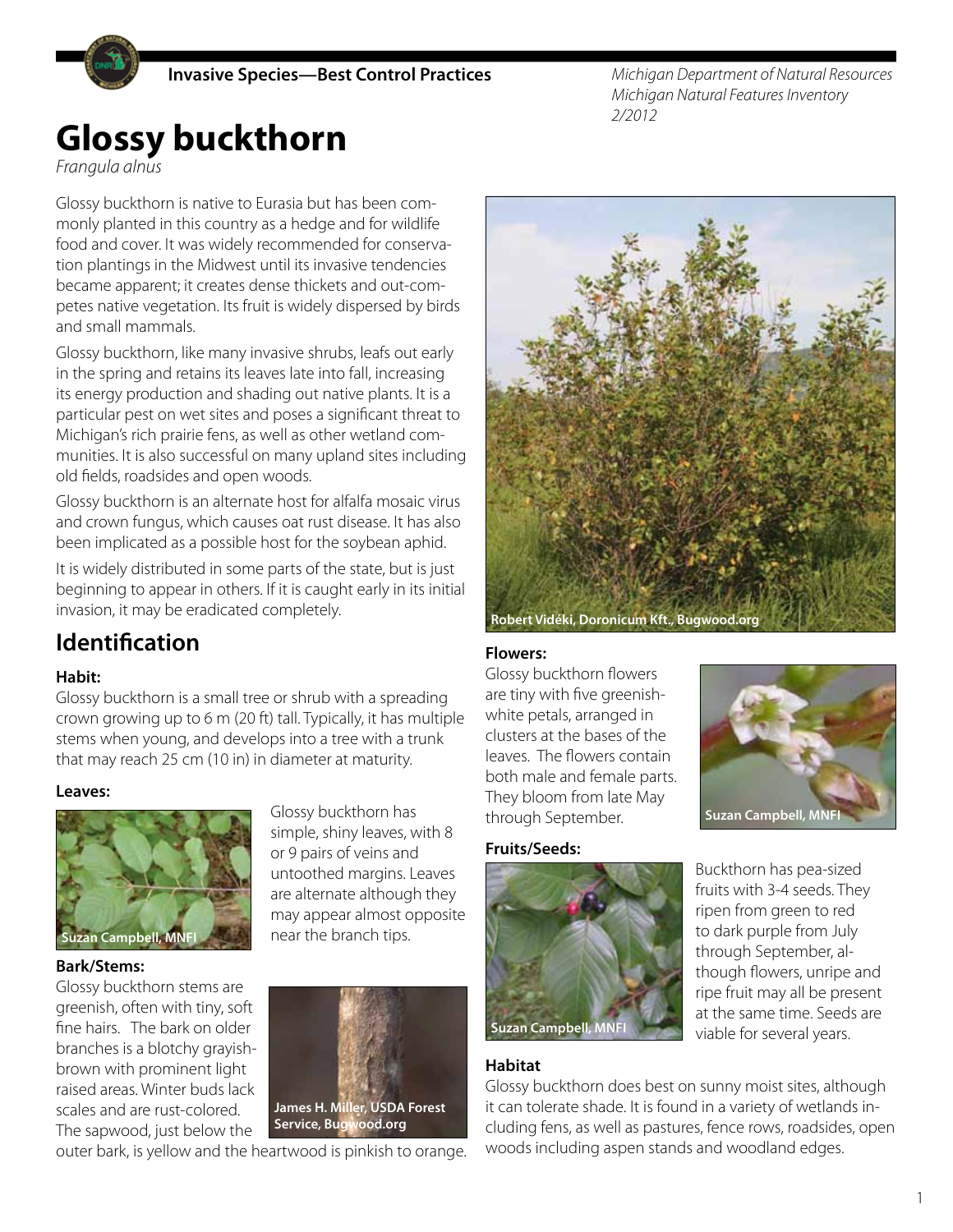Invasive Species—Best Control Practices

*Michigan Department of Natural Resources*
*Michigan Natural Features Inventory*
*2/2012*

# Glossy buckthorn

*Frangula alnus*

Glossy buckthorn is native to Eurasia but has been commonly planted in this country as a hedge and for wildlife food and cover. It was widely recommended for conservation plantings in the Midwest until its invasive tendencies became apparent; it creates dense thickets and out-competes native vegetation. Its fruit is widely dispersed by birds and small mammals.

Glossy buckthorn, like many invasive shrubs, leafs out early in the spring and retains its leaves late into fall, increasing its energy production and shading out native plants. It is a particular pest on wet sites and poses a significant threat to Michigan's rich prairie fens, as well as other wetland communities. It is also successful on many upland sites including old fields, roadsides and open woods.

Glossy buckthorn is an alternate host for alfalfa mosaic virus and crown fungus, which causes oat rust disease. It has also been implicated as a possible host for the soybean aphid.

It is widely distributed in some parts of the state, but is just beginning to appear in others. If it is caught early in its initial invasion, it may be eradicated completely.

Robert Vidéki, Doronicum Kft., Bugwood.org

## Identification

### Habit:

Glossy buckthorn is a small tree or shrub with a spreading crown growing up to 6 m (20 ft) tall. Typically, it has multiple stems when young, and develops into a tree with a trunk that may reach 25 cm (10 in) in diameter at maturity.

### Leaves:

Suzan Campbell, MNFI

Glossy buckthorn has simple, shiny leaves, with 8 or 9 pairs of veins and untoothed margins. Leaves are alternate although they may appear almost opposite near the branch tips.

### Bark/Stems:

Glossy buckthorn stems are greenish, often with tiny, soft fine hairs. The bark on older branches is a blotchy grayish-brown with prominent light raised areas. Winter buds lack scales and are rust-colored. The sapwood, just below the outer bark, is yellow and the heartwood is pinkish to orange.

James H. Miller, USDA Forest Service, Bugwood.org

### Flowers:

Glossy buckthorn flowers are tiny with five greenish-white petals, arranged in clusters at the bases of the leaves. The flowers contain both male and female parts. They bloom from late May through September.

Suzan Campbell, MNFI

### Fruits/Seeds:

Suzan Campbell, MNFI

Buckthorn has pea-sized fruits with 3-4 seeds. They ripen from green to red to dark purple from July through September, although flowers, unripe and ripe fruit may all be present at the same time. Seeds are viable for several years.

### Habitat

Glossy buckthorn does best on sunny moist sites, although it can tolerate shade. It is found in a variety of wetlands including fens, as well as pastures, fence rows, roadsides, open woods including aspen stands and woodland edges.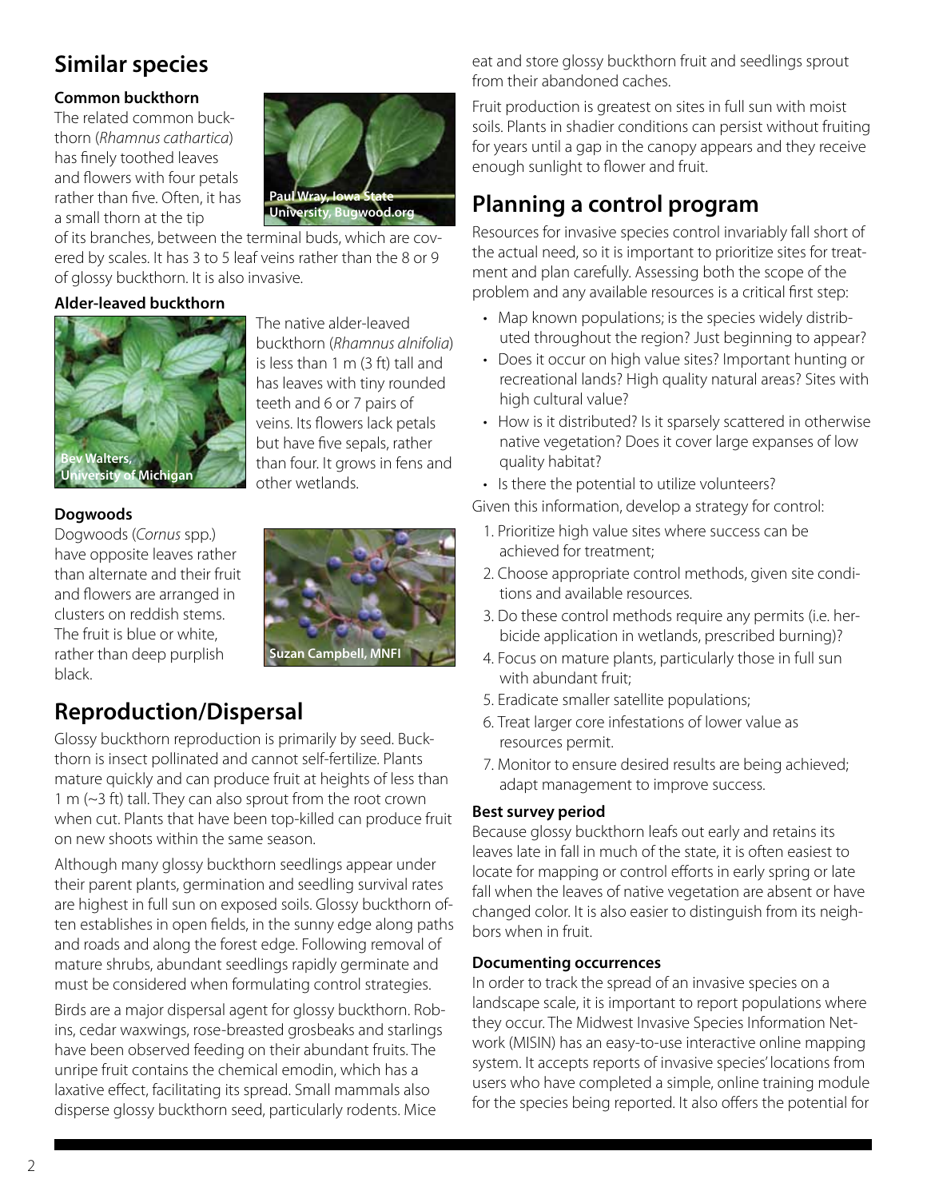## Similar species

### Common buckthorn

The related common buckthorn (*Rhamnus cathartica*) has finely toothed leaves and flowers with four petals rather than five. Often, it has a small thorn at the tip of its branches, between the terminal buds, which are covered by scales. It has 3 to 5 leaf veins rather than the 8 or 9 of glossy buckthorn. It is also invasive.

Paul Wray, Iowa State University, Bugwood.org

### Alder-leaved buckthorn

The native alder-leaved buckthorn (*Rhamnus alnifolia*) is less than 1 m (3 ft) tall and has leaves with tiny rounded teeth and 6 or 7 pairs of veins. Its flowers lack petals but have five sepals, rather than four. It grows in fens and other wetlands.

Bev Walters, University of Michigan

### Dogwoods

Dogwoods (*Cornus* spp.) have opposite leaves rather than alternate and their fruit and flowers are arranged in clusters on reddish stems. The fruit is blue or white, rather than deep purplish black.

Suzan Campbell, MNFI

## Reproduction/Dispersal

Glossy buckthorn reproduction is primarily by seed. Buckthorn is insect pollinated and cannot self-fertilize. Plants mature quickly and can produce fruit at heights of less than 1 m (~3 ft) tall. They can also sprout from the root crown when cut. Plants that have been top-killed can produce fruit on new shoots within the same season.

Although many glossy buckthorn seedlings appear under their parent plants, germination and seedling survival rates are highest in full sun on exposed soils. Glossy buckthorn often establishes in open fields, in the sunny edge along paths and roads and along the forest edge. Following removal of mature shrubs, abundant seedlings rapidly germinate and must be considered when formulating control strategies.

Birds are a major dispersal agent for glossy buckthorn. Robins, cedar waxwings, rose-breasted grosbeaks and starlings have been observed feeding on their abundant fruits. The unripe fruit contains the chemical emodin, which has a laxative effect, facilitating its spread. Small mammals also disperse glossy buckthorn seed, particularly rodents. Mice eat and store glossy buckthorn fruit and seedlings sprout from their abandoned caches.

Fruit production is greatest on sites in full sun with moist soils. Plants in shadier conditions can persist without fruiting for years until a gap in the canopy appears and they receive enough sunlight to flower and fruit.

## Planning a control program

Resources for invasive species control invariably fall short of the actual need, so it is important to prioritize sites for treatment and plan carefully. Assessing both the scope of the problem and any available resources is a critical first step:

- Map known populations; is the species widely distributed throughout the region? Just beginning to appear?
- Does it occur on high value sites? Important hunting or recreational lands? High quality natural areas? Sites with high cultural value?
- How is it distributed? Is it sparsely scattered in otherwise native vegetation? Does it cover large expanses of low quality habitat?
- Is there the potential to utilize volunteers?

Given this information, develop a strategy for control:

1. Prioritize high value sites where success can be achieved for treatment;
2. Choose appropriate control methods, given site conditions and available resources.
3. Do these control methods require any permits (i.e. herbicide application in wetlands, prescribed burning)?
4. Focus on mature plants, particularly those in full sun with abundant fruit;
5. Eradicate smaller satellite populations;
6. Treat larger core infestations of lower value as resources permit.
7. Monitor to ensure desired results are being achieved; adapt management to improve success.

### Best survey period

Because glossy buckthorn leafs out early and retains its leaves late in fall in much of the state, it is often easiest to locate for mapping or control efforts in early spring or late fall when the leaves of native vegetation are absent or have changed color. It is also easier to distinguish from its neighbors when in fruit.

### Documenting occurrences

In order to track the spread of an invasive species on a landscape scale, it is important to report populations where they occur. The Midwest Invasive Species Information Network (MISIN) has an easy-to-use interactive online mapping system. It accepts reports of invasive species' locations from users who have completed a simple, online training module for the species being reported. It also offers the potential for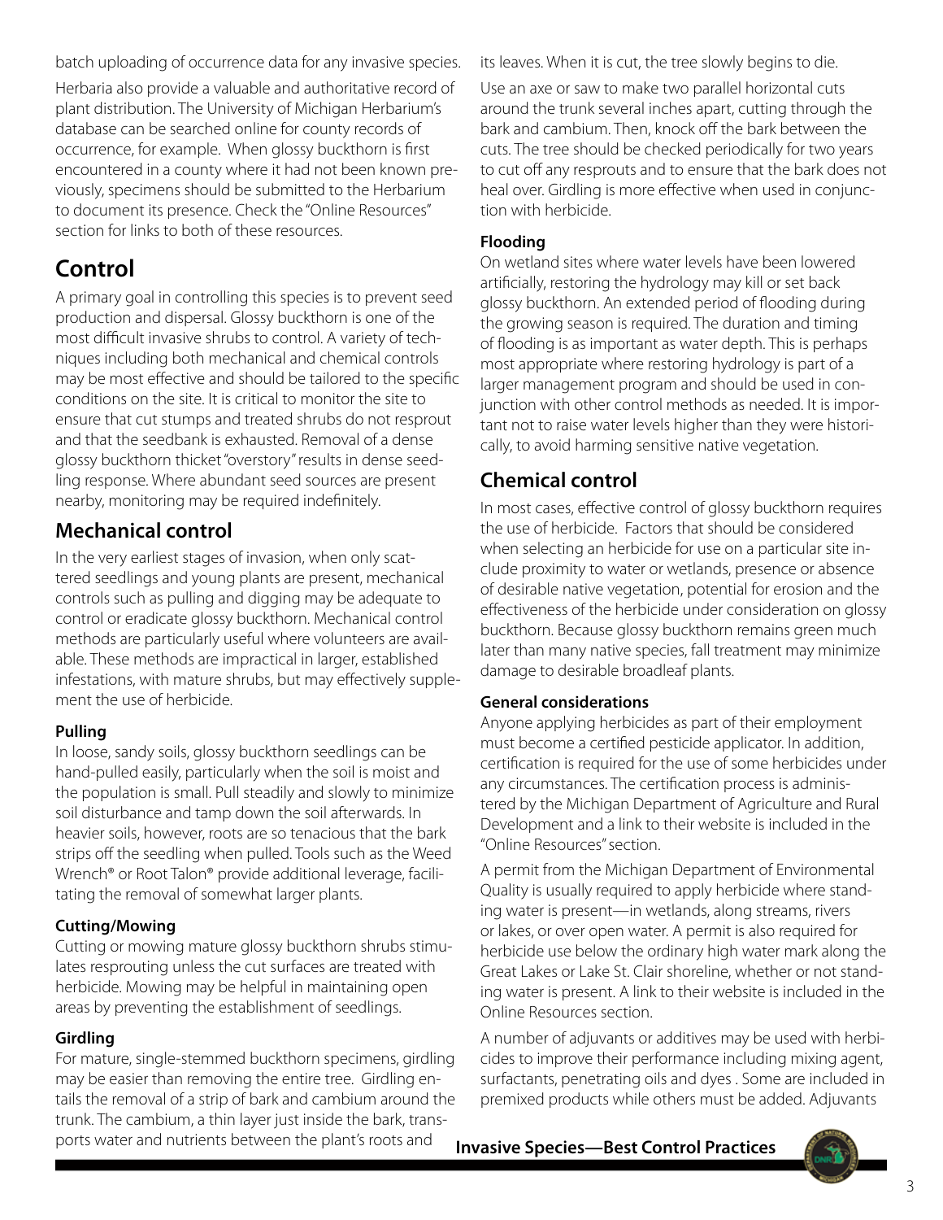batch uploading of occurrence data for any invasive species.

Herbaria also provide a valuable and authoritative record of plant distribution. The University of Michigan Herbarium's database can be searched online for county records of occurrence, for example. When glossy buckthorn is first encountered in a county where it had not been known previously, specimens should be submitted to the Herbarium to document its presence. Check the "Online Resources" section for links to both of these resources.

# Control

A primary goal in controlling this species is to prevent seed production and dispersal. Glossy buckthorn is one of the most difficult invasive shrubs to control. A variety of techniques including both mechanical and chemical controls may be most effective and should be tailored to the specific conditions on the site. It is critical to monitor the site to ensure that cut stumps and treated shrubs do not resprout and that the seedbank is exhausted. Removal of a dense glossy buckthorn thicket "overstory" results in dense seedling response. Where abundant seed sources are present nearby, monitoring may be required indefinitely.

## Mechanical control

In the very earliest stages of invasion, when only scattered seedlings and young plants are present, mechanical controls such as pulling and digging may be adequate to control or eradicate glossy buckthorn. Mechanical control methods are particularly useful where volunteers are available. These methods are impractical in larger, established infestations, with mature shrubs, but may effectively supplement the use of herbicide.

### Pulling

In loose, sandy soils, glossy buckthorn seedlings can be hand-pulled easily, particularly when the soil is moist and the population is small. Pull steadily and slowly to minimize soil disturbance and tamp down the soil afterwards. In heavier soils, however, roots are so tenacious that the bark strips off the seedling when pulled. Tools such as the Weed Wrench® or Root Talon® provide additional leverage, facilitating the removal of somewhat larger plants.

### Cutting/Mowing

Cutting or mowing mature glossy buckthorn shrubs stimulates resprouting unless the cut surfaces are treated with herbicide. Mowing may be helpful in maintaining open areas by preventing the establishment of seedlings.

### Girdling

For mature, single-stemmed buckthorn specimens, girdling may be easier than removing the entire tree. Girdling entails the removal of a strip of bark and cambium around the trunk. The cambium, a thin layer just inside the bark, transports water and nutrients between the plant's roots and its leaves. When it is cut, the tree slowly begins to die.

Use an axe or saw to make two parallel horizontal cuts around the trunk several inches apart, cutting through the bark and cambium. Then, knock off the bark between the cuts. The tree should be checked periodically for two years to cut off any resprouts and to ensure that the bark does not heal over. Girdling is more effective when used in conjunction with herbicide.

### Flooding

On wetland sites where water levels have been lowered artificially, restoring the hydrology may kill or set back glossy buckthorn. An extended period of flooding during the growing season is required. The duration and timing of flooding is as important as water depth. This is perhaps most appropriate where restoring hydrology is part of a larger management program and should be used in conjunction with other control methods as needed. It is important not to raise water levels higher than they were historically, to avoid harming sensitive native vegetation.

## Chemical control

In most cases, effective control of glossy buckthorn requires the use of herbicide. Factors that should be considered when selecting an herbicide for use on a particular site include proximity to water or wetlands, presence or absence of desirable native vegetation, potential for erosion and the effectiveness of the herbicide under consideration on glossy buckthorn. Because glossy buckthorn remains green much later than many native species, fall treatment may minimize damage to desirable broadleaf plants.

### General considerations

Anyone applying herbicides as part of their employment must become a certified pesticide applicator. In addition, certification is required for the use of some herbicides under any circumstances. The certification process is administered by the Michigan Department of Agriculture and Rural Development and a link to their website is included in the "Online Resources" section.

A permit from the Michigan Department of Environmental Quality is usually required to apply herbicide where standing water is present—in wetlands, along streams, rivers or lakes, or over open water. A permit is also required for herbicide use below the ordinary high water mark along the Great Lakes or Lake St. Clair shoreline, whether or not standing water is present. A link to their website is included in the Online Resources section.

A number of adjuvants or additives may be used with herbicides to improve their performance including mixing agent, surfactants, penetrating oils and dyes . Some are included in premixed products while others must be added. Adjuvants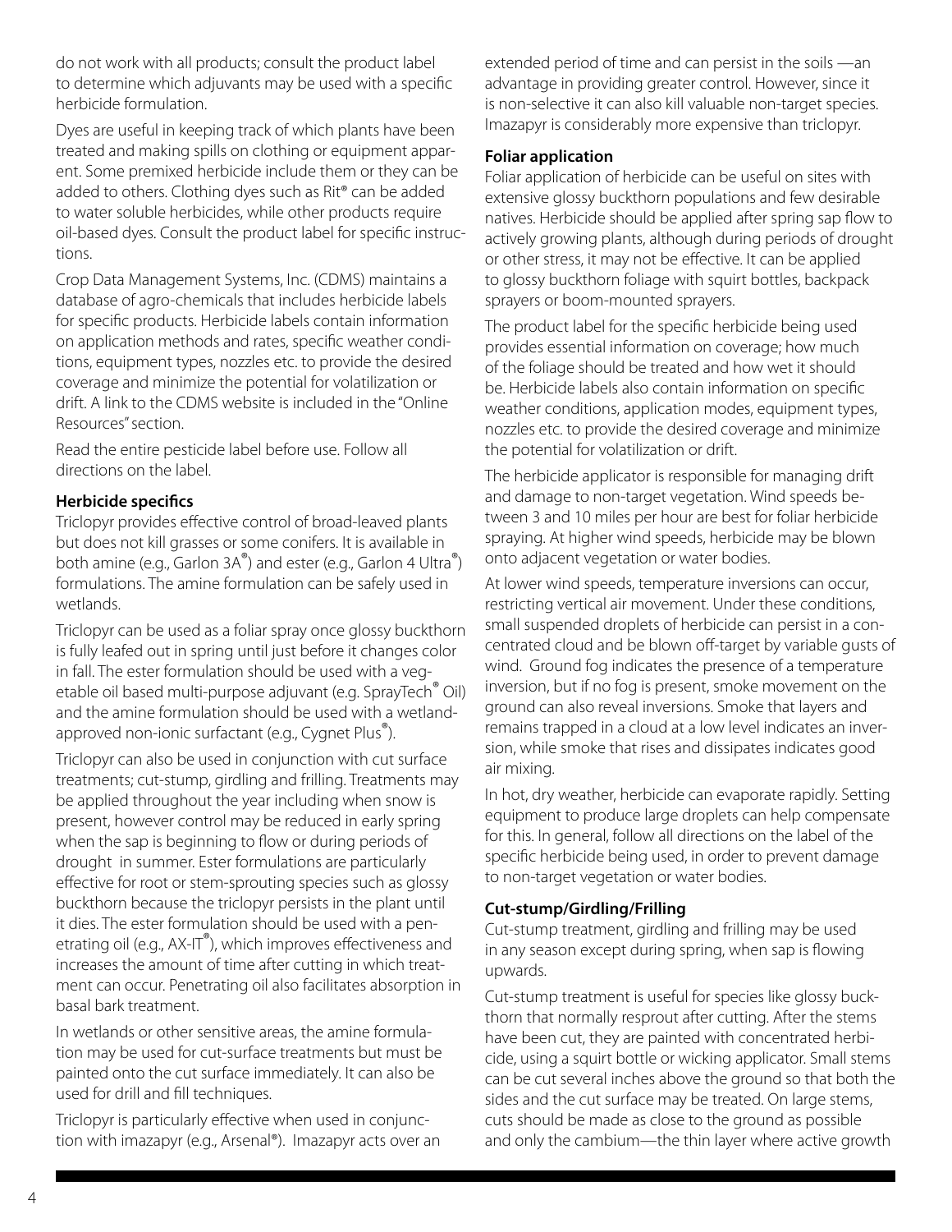do not work with all products; consult the product label to determine which adjuvants may be used with a specific herbicide formulation.

Dyes are useful in keeping track of which plants have been treated and making spills on clothing or equipment apparent. Some premixed herbicide include them or they can be added to others. Clothing dyes such as Rit® can be added to water soluble herbicides, while other products require oil-based dyes. Consult the product label for specific instructions.

Crop Data Management Systems, Inc. (CDMS) maintains a database of agro-chemicals that includes herbicide labels for specific products. Herbicide labels contain information on application methods and rates, specific weather conditions, equipment types, nozzles etc. to provide the desired coverage and minimize the potential for volatilization or drift. A link to the CDMS website is included in the "Online Resources" section.

Read the entire pesticide label before use. Follow all directions on the label.

**Herbicide specifics**

Triclopyr provides effective control of broad-leaved plants but does not kill grasses or some conifers. It is available in both amine (e.g., Garlon 3A®) and ester (e.g., Garlon 4 Ultra®) formulations. The amine formulation can be safely used in wetlands.

Triclopyr can be used as a foliar spray once glossy buckthorn is fully leafed out in spring until just before it changes color in fall. The ester formulation should be used with a vegetable oil based multi-purpose adjuvant (e.g. SprayTech® Oil) and the amine formulation should be used with a wetland-approved non-ionic surfactant (e.g., Cygnet Plus®).

Triclopyr can also be used in conjunction with cut surface treatments; cut-stump, girdling and frilling. Treatments may be applied throughout the year including when snow is present, however control may be reduced in early spring when the sap is beginning to flow or during periods of drought in summer. Ester formulations are particularly effective for root or stem-sprouting species such as glossy buckthorn because the triclopyr persists in the plant until it dies. The ester formulation should be used with a penetrating oil (e.g., AX-IT®), which improves effectiveness and increases the amount of time after cutting in which treatment can occur. Penetrating oil also facilitates absorption in basal bark treatment.

In wetlands or other sensitive areas, the amine formulation may be used for cut-surface treatments but must be painted onto the cut surface immediately. It can also be used for drill and fill techniques.

Triclopyr is particularly effective when used in conjunction with imazapyr (e.g., Arsenal®). Imazapyr acts over an extended period of time and can persist in the soils —an advantage in providing greater control. However, since it is non-selective it can also kill valuable non-target species. Imazapyr is considerably more expensive than triclopyr.

**Foliar application**

Foliar application of herbicide can be useful on sites with extensive glossy buckthorn populations and few desirable natives. Herbicide should be applied after spring sap flow to actively growing plants, although during periods of drought or other stress, it may not be effective. It can be applied to glossy buckthorn foliage with squirt bottles, backpack sprayers or boom-mounted sprayers.

The product label for the specific herbicide being used provides essential information on coverage; how much of the foliage should be treated and how wet it should be. Herbicide labels also contain information on specific weather conditions, application modes, equipment types, nozzles etc. to provide the desired coverage and minimize the potential for volatilization or drift.

The herbicide applicator is responsible for managing drift and damage to non-target vegetation. Wind speeds between 3 and 10 miles per hour are best for foliar herbicide spraying. At higher wind speeds, herbicide may be blown onto adjacent vegetation or water bodies.

At lower wind speeds, temperature inversions can occur, restricting vertical air movement. Under these conditions, small suspended droplets of herbicide can persist in a concentrated cloud and be blown off-target by variable gusts of wind. Ground fog indicates the presence of a temperature inversion, but if no fog is present, smoke movement on the ground can also reveal inversions. Smoke that layers and remains trapped in a cloud at a low level indicates an inversion, while smoke that rises and dissipates indicates good air mixing.

In hot, dry weather, herbicide can evaporate rapidly. Setting equipment to produce large droplets can help compensate for this. In general, follow all directions on the label of the specific herbicide being used, in order to prevent damage to non-target vegetation or water bodies.

**Cut-stump/Girdling/Frilling**

Cut-stump treatment, girdling and frilling may be used in any season except during spring, when sap is flowing upwards.

Cut-stump treatment is useful for species like glossy buckthorn that normally resprout after cutting. After the stems have been cut, they are painted with concentrated herbicide, using a squirt bottle or wicking applicator. Small stems can be cut several inches above the ground so that both the sides and the cut surface may be treated. On large stems, cuts should be made as close to the ground as possible and only the cambium—the thin layer where active growth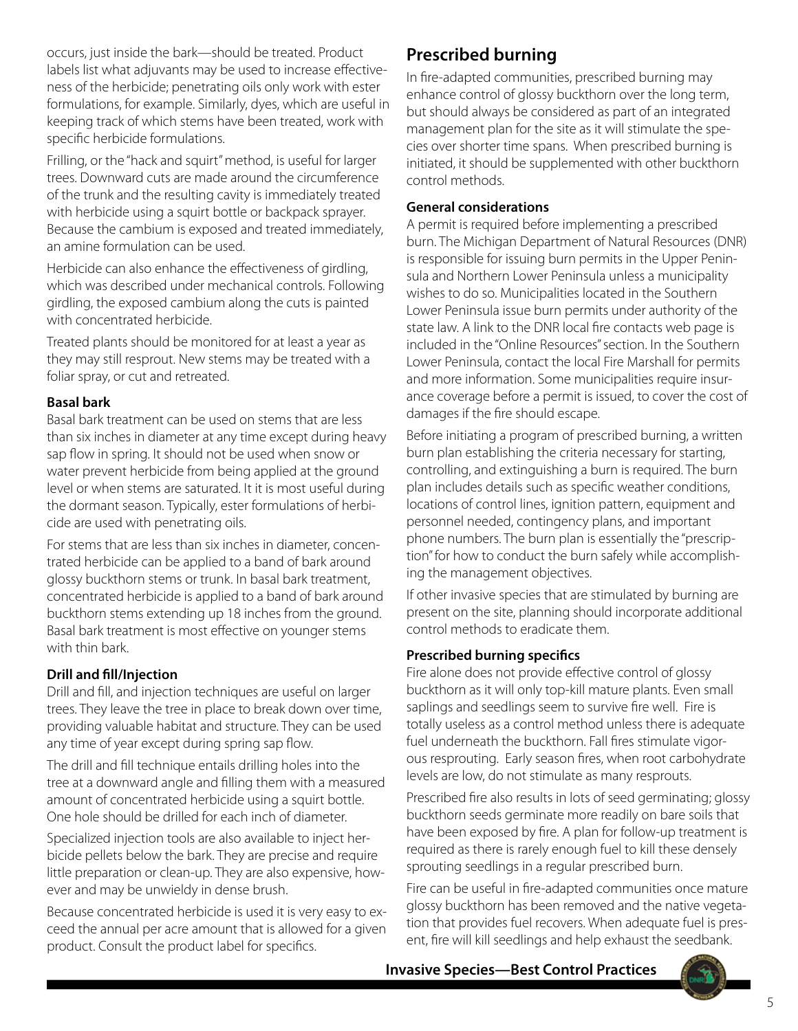occurs, just inside the bark—should be treated. Product labels list what adjuvants may be used to increase effectiveness of the herbicide; penetrating oils only work with ester formulations, for example. Similarly, dyes, which are useful in keeping track of which stems have been treated, work with specific herbicide formulations.

Frilling, or the "hack and squirt" method, is useful for larger trees. Downward cuts are made around the circumference of the trunk and the resulting cavity is immediately treated with herbicide using a squirt bottle or backpack sprayer. Because the cambium is exposed and treated immediately, an amine formulation can be used.

Herbicide can also enhance the effectiveness of girdling, which was described under mechanical controls. Following girdling, the exposed cambium along the cuts is painted with concentrated herbicide.

Treated plants should be monitored for at least a year as they may still resprout. New stems may be treated with a foliar spray, or cut and retreated.

**Basal bark**

Basal bark treatment can be used on stems that are less than six inches in diameter at any time except during heavy sap flow in spring. It should not be used when snow or water prevent herbicide from being applied at the ground level or when stems are saturated. It it is most useful during the dormant season. Typically, ester formulations of herbicide are used with penetrating oils.

For stems that are less than six inches in diameter, concentrated herbicide can be applied to a band of bark around glossy buckthorn stems or trunk. In basal bark treatment, concentrated herbicide is applied to a band of bark around buckthorn stems extending up 18 inches from the ground. Basal bark treatment is most effective on younger stems with thin bark.

**Drill and fill/Injection**

Drill and fill, and injection techniques are useful on larger trees. They leave the tree in place to break down over time, providing valuable habitat and structure. They can be used any time of year except during spring sap flow.

The drill and fill technique entails drilling holes into the tree at a downward angle and filling them with a measured amount of concentrated herbicide using a squirt bottle. One hole should be drilled for each inch of diameter.

Specialized injection tools are also available to inject herbicide pellets below the bark. They are precise and require little preparation or clean-up. They are also expensive, however and may be unwieldy in dense brush.

Because concentrated herbicide is used it is very easy to exceed the annual per acre amount that is allowed for a given product. Consult the product label for specifics.

## Prescribed burning

In fire-adapted communities, prescribed burning may enhance control of glossy buckthorn over the long term, but should always be considered as part of an integrated management plan for the site as it will stimulate the species over shorter time spans. When prescribed burning is initiated, it should be supplemented with other buckthorn control methods.

**General considerations**

A permit is required before implementing a prescribed burn. The Michigan Department of Natural Resources (DNR) is responsible for issuing burn permits in the Upper Peninsula and Northern Lower Peninsula unless a municipality wishes to do so. Municipalities located in the Southern Lower Peninsula issue burn permits under authority of the state law. A link to the DNR local fire contacts web page is included in the "Online Resources" section. In the Southern Lower Peninsula, contact the local Fire Marshall for permits and more information. Some municipalities require insurance coverage before a permit is issued, to cover the cost of damages if the fire should escape.

Before initiating a program of prescribed burning, a written burn plan establishing the criteria necessary for starting, controlling, and extinguishing a burn is required. The burn plan includes details such as specific weather conditions, locations of control lines, ignition pattern, equipment and personnel needed, contingency plans, and important phone numbers. The burn plan is essentially the "prescription" for how to conduct the burn safely while accomplishing the management objectives.

If other invasive species that are stimulated by burning are present on the site, planning should incorporate additional control methods to eradicate them.

**Prescribed burning specifics**

Fire alone does not provide effective control of glossy buckthorn as it will only top-kill mature plants. Even small saplings and seedlings seem to survive fire well. Fire is totally useless as a control method unless there is adequate fuel underneath the buckthorn. Fall fires stimulate vigorous resprouting. Early season fires, when root carbohydrate levels are low, do not stimulate as many resprouts.

Prescribed fire also results in lots of seed germinating; glossy buckthorn seeds germinate more readily on bare soils that have been exposed by fire. A plan for follow-up treatment is required as there is rarely enough fuel to kill these densely sprouting seedlings in a regular prescribed burn.

Fire can be useful in fire-adapted communities once mature glossy buckthorn has been removed and the native vegetation that provides fuel recovers. When adequate fuel is present, fire will kill seedlings and help exhaust the seedbank.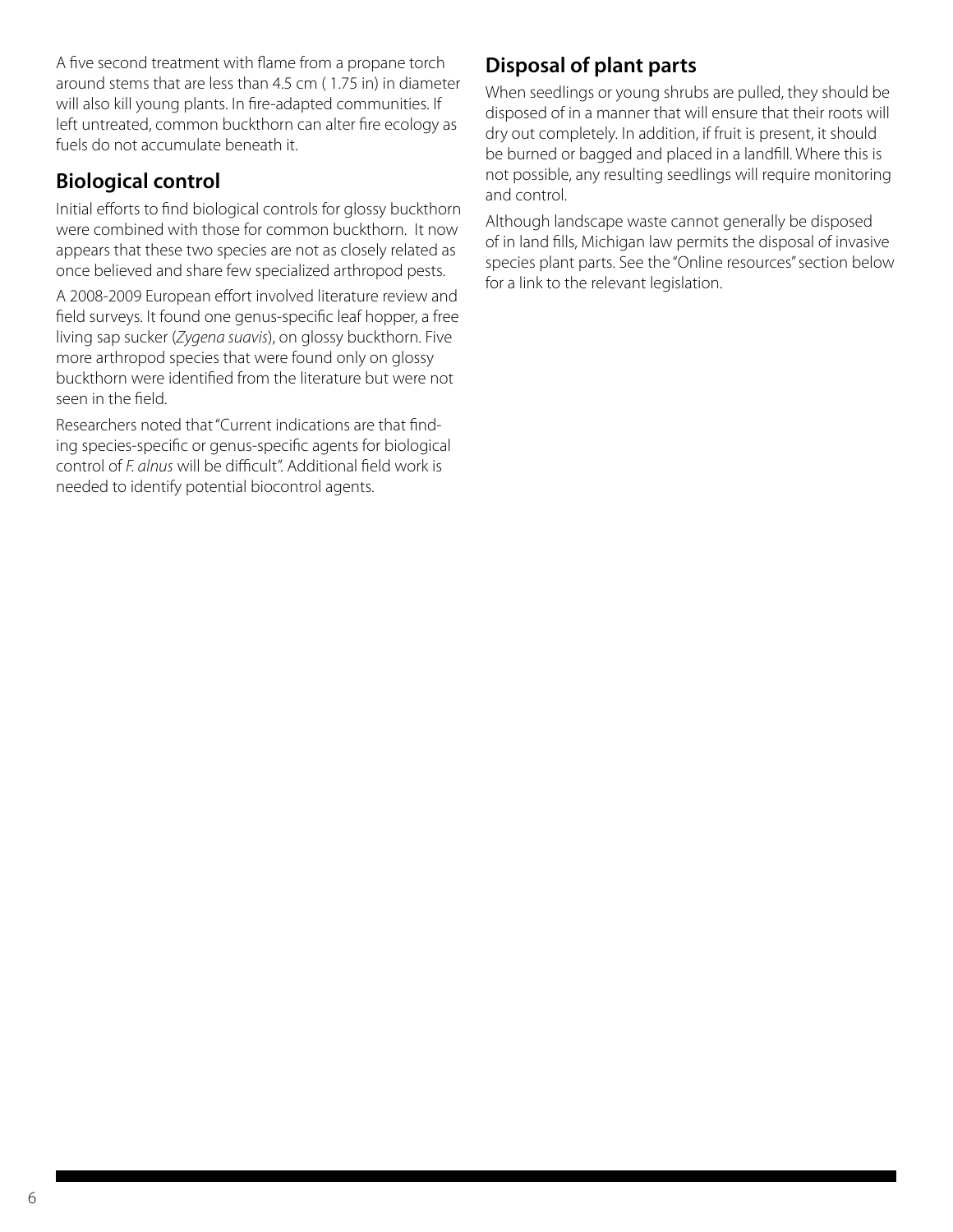A five second treatment with flame from a propane torch around stems that are less than 4.5 cm ( 1.75 in) in diameter will also kill young plants. In fire-adapted communities. If left untreated, common buckthorn can alter fire ecology as fuels do not accumulate beneath it.

## Biological control

Initial efforts to find biological controls for glossy buckthorn were combined with those for common buckthorn.  It now appears that these two species are not as closely related as once believed and share few specialized arthropod pests.

A 2008-2009 European effort involved literature review and field surveys. It found one genus-specific leaf hopper, a free living sap sucker (*Zygena suavis*), on glossy buckthorn. Five more arthropod species that were found only on glossy buckthorn were identified from the literature but were not seen in the field.

Researchers noted that "Current indications are that finding species-specific or genus-specific agents for biological control of *F. alnus* will be difficult". Additional field work is needed to identify potential biocontrol agents.

## Disposal of plant parts

When seedlings or young shrubs are pulled, they should be disposed of in a manner that will ensure that their roots will dry out completely. In addition, if fruit is present, it should be burned or bagged and placed in a landfill. Where this is not possible, any resulting seedlings will require monitoring and control.

Although landscape waste cannot generally be disposed of in land fills, Michigan law permits the disposal of invasive species plant parts. See the "Online resources" section below for a link to the relevant legislation.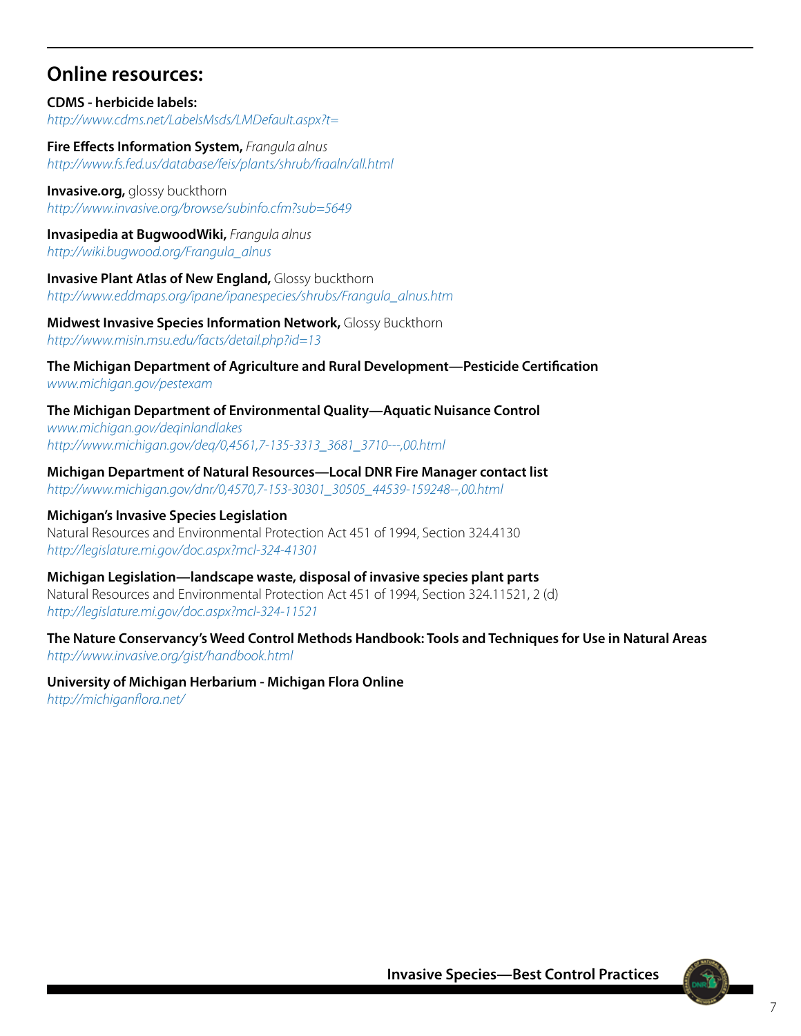## Online resources:

**CDMS - herbicide labels:**
*http://www.cdms.net/LabelsMsds/LMDefault.aspx?t=*

**Fire Effects Information System,** *Frangula alnus*
*http://www.fs.fed.us/database/feis/plants/shrub/fraaln/all.html*

**Invasive.org,** glossy buckthorn
*http://www.invasive.org/browse/subinfo.cfm?sub=5649*

**Invasipedia at BugwoodWiki,** *Frangula alnus*
*http://wiki.bugwood.org/Frangula_alnus*

**Invasive Plant Atlas of New England,** Glossy buckthorn
*http://www.eddmaps.org/ipane/ipanespecies/shrubs/Frangula_alnus.htm*

**Midwest Invasive Species Information Network,** Glossy Buckthorn
*http://www.misin.msu.edu/facts/detail.php?id=13*

**The Michigan Department of Agriculture and Rural Development—Pesticide Certification**
*www.michigan.gov/pestexam*

**The Michigan Department of Environmental Quality—Aquatic Nuisance Control**
*www.michigan.gov/deqinlandlakes*
*http://www.michigan.gov/deq/0,4561,7-135-3313_3681_3710---,00.html*

**Michigan Department of Natural Resources—Local DNR Fire Manager contact list**
*http://www.michigan.gov/dnr/0,4570,7-153-30301_30505_44539-159248--,00.html*

**Michigan's Invasive Species Legislation**
Natural Resources and Environmental Protection Act 451 of 1994, Section 324.4130
*http://legislature.mi.gov/doc.aspx?mcl-324-41301*

**Michigan Legislation—landscape waste, disposal of invasive species plant parts**
Natural Resources and Environmental Protection Act 451 of 1994, Section 324.11521, 2 (d)
*http://legislature.mi.gov/doc.aspx?mcl-324-11521*

**The Nature Conservancy's Weed Control Methods Handbook: Tools and Techniques for Use in Natural Areas**
*http://www.invasive.org/gist/handbook.html*

**University of Michigan Herbarium - Michigan Flora Online**
*http://michiganflora.net/*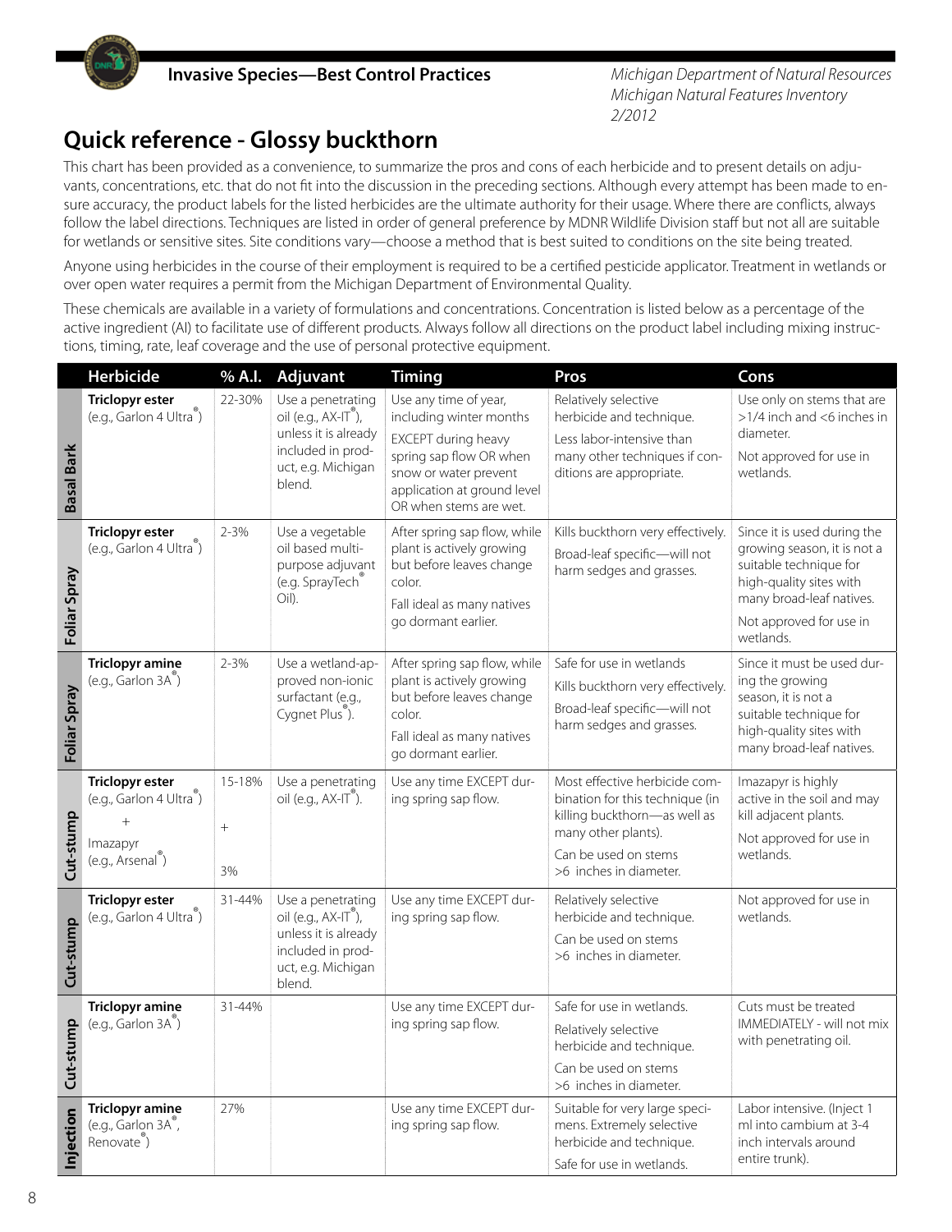## Quick reference - Glossy buckthorn

This chart has been provided as a convenience, to summarize the pros and cons of each herbicide and to present details on adjuvants, concentrations, etc. that do not fit into the discussion in the preceding sections. Although every attempt has been made to ensure accuracy, the product labels for the listed herbicides are the ultimate authority for their usage. Where there are conflicts, always follow the label directions. Techniques are listed in order of general preference by MDNR Wildlife Division staff but not all are suitable for wetlands or sensitive sites. Site conditions vary—choose a method that is best suited to conditions on the site being treated.

Anyone using herbicides in the course of their employment is required to be a certified pesticide applicator. Treatment in wetlands or over open water requires a permit from the Michigan Department of Environmental Quality.

These chemicals are available in a variety of formulations and concentrations. Concentration is listed below as a percentage of the active ingredient (AI) to facilitate use of different products. Always follow all directions on the product label including mixing instructions, timing, rate, leaf coverage and the use of personal protective equipment.

| | Herbicide | % A.I. | Adjuvant | Timing | Pros | Cons |
|---|---|---|---|---|---|---|
| **Basal Bark** | **Triclopyr ester** (e.g., Garlon 4 Ultra®) | 22-30% | Use a penetrating oil (e.g., AX-IT®), unless it is already included in product, e.g. Michigan blend. | Use any time of year, including winter months EXCEPT during heavy spring sap flow OR when snow or water prevent application at ground level OR when stems are wet. | Relatively selective herbicide and technique.<br>Less labor-intensive than many other techniques if conditions are appropriate. | Use only on stems that are >1/4 inch and <6 inches in diameter.<br>Not approved for use in wetlands. |
| **Foliar Spray** | **Triclopyr ester** (e.g., Garlon 4 Ultra®) | 2-3% | Use a vegetable oil based multi-purpose adjuvant (e.g. SprayTech® Oil). | After spring sap flow, while plant is actively growing but before leaves change color.<br>Fall ideal as many natives go dormant earlier. | Kills buckthorn very effectively.<br>Broad-leaf specific—will not harm sedges and grasses. | Since it is used during the growing season, it is not a suitable technique for high-quality sites with many broad-leaf natives.<br>Not approved for use in wetlands. |
| **Foliar Spray** | **Triclopyr amine** (e.g., Garlon 3A®) | 2-3% | Use a wetland-approved non-ionic surfactant (e.g., Cygnet Plus®). | After spring sap flow, while plant is actively growing but before leaves change color.<br>Fall ideal as many natives go dormant earlier. | Safe for use in wetlands<br>Kills buckthorn very effectively.<br>Broad-leaf specific—will not harm sedges and grasses. | Since it must be used during the growing season, it is not a suitable technique for high-quality sites with many broad-leaf natives. |
| **Cut-stump** | **Triclopyr ester** (e.g., Garlon 4 Ultra®)<br>+<br>Imazapyr (e.g., Arsenal®) | 15-18%<br>+<br>3% | Use a penetrating oil (e.g., AX-IT®). | Use any time EXCEPT during spring sap flow. | Most effective herbicide combination for this technique (in killing buckthorn—as well as many other plants).<br>Can be used on stems >6 inches in diameter. | Imazapyr is highly active in the soil and may kill adjacent plants.<br>Not approved for use in wetlands. |
| **Cut-stump** | **Triclopyr ester** (e.g., Garlon 4 Ultra®) | 31-44% | Use a penetrating oil (e.g., AX-IT®), unless it is already included in product, e.g. Michigan blend. | Use any time EXCEPT during spring sap flow. | Relatively selective herbicide and technique.<br>Can be used on stems >6 inches in diameter. | Not approved for use in wetlands. |
| **Cut-stump** | **Triclopyr amine** (e.g., Garlon 3A®) | 31-44% | | Use any time EXCEPT during spring sap flow. | Safe for use in wetlands.<br>Relatively selective herbicide and technique.<br>Can be used on stems >6 inches in diameter. | Cuts must be treated IMMEDIATELY - will not mix with penetrating oil. |
| **Injection** | **Triclopyr amine** (e.g., Garlon 3A®, Renovate®) | 27% | | Use any time EXCEPT during spring sap flow. | Suitable for very large specimens. Extremely selective herbicide and technique.<br>Safe for use in wetlands. | Labor intensive. (Inject 1 ml into cambium at 3-4 inch intervals around entire trunk). |